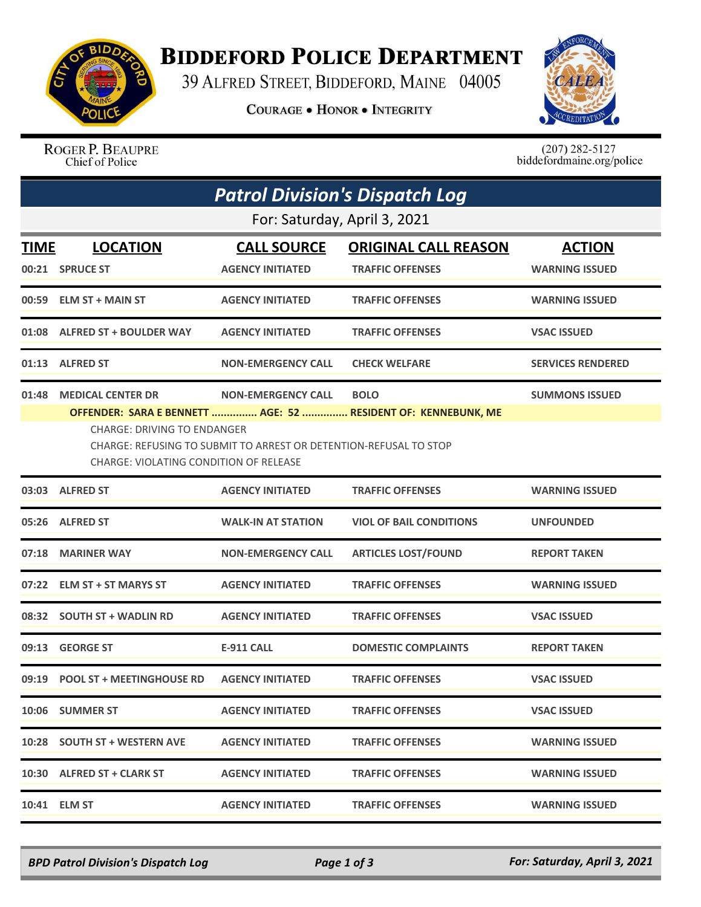# Biddeford Police Department

39 Alfred Street, Biddeford, Maine 04005

**Courage • Honor • Integrity**

Roger P. Beaupre
Chief of Police

(207) 282-5127
biddefordmaine.org/police

## *Patrol Division's Dispatch Log*

For: Saturday, April 3, 2021

| TIME | LOCATION | CALL SOURCE | ORIGINAL CALL REASON | ACTION |
|---|---|---|---|---|
| 00:21 | SPRUCE ST | AGENCY INITIATED | TRAFFIC OFFENSES | WARNING ISSUED |
| 00:59 | ELM ST + MAIN ST | AGENCY INITIATED | TRAFFIC OFFENSES | WARNING ISSUED |
| 01:08 | ALFRED ST + BOULDER WAY | AGENCY INITIATED | TRAFFIC OFFENSES | VSAC ISSUED |
| 01:13 | ALFRED ST | NON-EMERGENCY CALL | CHECK WELFARE | SERVICES RENDERED |
| 01:48 | MEDICAL CENTER DR | NON-EMERGENCY CALL | BOLO | SUMMONS ISSUED |

**OFFENDER: SARA E BENNETT ............... AGE: 52 ............... RESIDENT OF: KENNEBUNK, ME**

CHARGE: DRIVING TO ENDANGER
CHARGE: REFUSING TO SUBMIT TO ARREST OR DETENTION-REFUSAL TO STOP
CHARGE: VIOLATING CONDITION OF RELEASE

| TIME | LOCATION | CALL SOURCE | ORIGINAL CALL REASON | ACTION |
|---|---|---|---|---|
| 03:03 | ALFRED ST | AGENCY INITIATED | TRAFFIC OFFENSES | WARNING ISSUED |
| 05:26 | ALFRED ST | WALK-IN AT STATION | VIOL OF BAIL CONDITIONS | UNFOUNDED |
| 07:18 | MARINER WAY | NON-EMERGENCY CALL | ARTICLES LOST/FOUND | REPORT TAKEN |
| 07:22 | ELM ST + ST MARYS ST | AGENCY INITIATED | TRAFFIC OFFENSES | WARNING ISSUED |
| 08:32 | SOUTH ST + WADLIN RD | AGENCY INITIATED | TRAFFIC OFFENSES | VSAC ISSUED |
| 09:13 | GEORGE ST | E-911 CALL | DOMESTIC COMPLAINTS | REPORT TAKEN |
| 09:19 | POOL ST + MEETINGHOUSE RD | AGENCY INITIATED | TRAFFIC OFFENSES | VSAC ISSUED |
| 10:06 | SUMMER ST | AGENCY INITIATED | TRAFFIC OFFENSES | VSAC ISSUED |
| 10:28 | SOUTH ST + WESTERN AVE | AGENCY INITIATED | TRAFFIC OFFENSES | WARNING ISSUED |
| 10:30 | ALFRED ST + CLARK ST | AGENCY INITIATED | TRAFFIC OFFENSES | WARNING ISSUED |
| 10:41 | ELM ST | AGENCY INITIATED | TRAFFIC OFFENSES | WARNING ISSUED |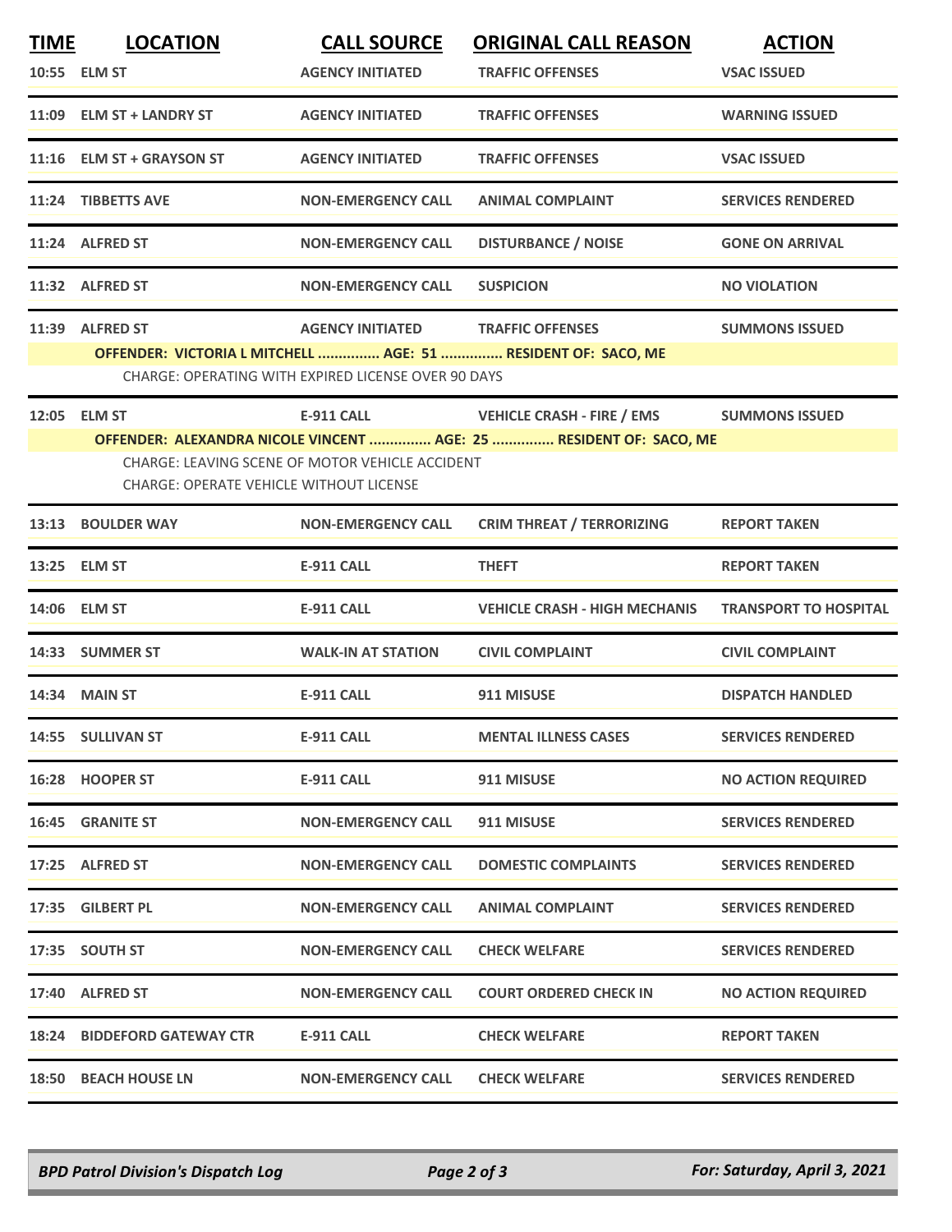| TIME | LOCATION | CALL SOURCE | ORIGINAL CALL REASON | ACTION |
|---|---|---|---|---|
| 10:55 | ELM ST | AGENCY INITIATED | TRAFFIC OFFENSES | VSAC ISSUED |
| 11:09 | ELM ST + LANDRY ST | AGENCY INITIATED | TRAFFIC OFFENSES | WARNING ISSUED |
| 11:16 | ELM ST + GRAYSON ST | AGENCY INITIATED | TRAFFIC OFFENSES | VSAC ISSUED |
| 11:24 | TIBBETTS AVE | NON-EMERGENCY CALL | ANIMAL COMPLAINT | SERVICES RENDERED |
| 11:24 | ALFRED ST | NON-EMERGENCY CALL | DISTURBANCE / NOISE | GONE ON ARRIVAL |
| 11:32 | ALFRED ST | NON-EMERGENCY CALL | SUSPICION | NO VIOLATION |
| 11:39 | ALFRED ST | AGENCY INITIATED | TRAFFIC OFFENSES | SUMMONS ISSUED |

**OFFENDER: VICTORIA L MITCHELL ............... AGE: 51 ............... RESIDENT OF: SACO, ME**

CHARGE: OPERATING WITH EXPIRED LICENSE OVER 90 DAYS

| TIME | LOCATION | CALL SOURCE | ORIGINAL CALL REASON | ACTION |
|---|---|---|---|---|
| 12:05 | ELM ST | E-911 CALL | VEHICLE CRASH - FIRE / EMS | SUMMONS ISSUED |

**OFFENDER: ALEXANDRA NICOLE VINCENT ............... AGE: 25 ............... RESIDENT OF: SACO, ME**

CHARGE: LEAVING SCENE OF MOTOR VEHICLE ACCIDENT
CHARGE: OPERATE VEHICLE WITHOUT LICENSE

| TIME | LOCATION | CALL SOURCE | ORIGINAL CALL REASON | ACTION |
|---|---|---|---|---|
| 13:13 | BOULDER WAY | NON-EMERGENCY CALL | CRIM THREAT / TERRORIZING | REPORT TAKEN |
| 13:25 | ELM ST | E-911 CALL | THEFT | REPORT TAKEN |
| 14:06 | ELM ST | E-911 CALL | VEHICLE CRASH - HIGH MECHANIS | TRANSPORT TO HOSPITAL |
| 14:33 | SUMMER ST | WALK-IN AT STATION | CIVIL COMPLAINT | CIVIL COMPLAINT |
| 14:34 | MAIN ST | E-911 CALL | 911 MISUSE | DISPATCH HANDLED |
| 14:55 | SULLIVAN ST | E-911 CALL | MENTAL ILLNESS CASES | SERVICES RENDERED |
| 16:28 | HOOPER ST | E-911 CALL | 911 MISUSE | NO ACTION REQUIRED |
| 16:45 | GRANITE ST | NON-EMERGENCY CALL | 911 MISUSE | SERVICES RENDERED |
| 17:25 | ALFRED ST | NON-EMERGENCY CALL | DOMESTIC COMPLAINTS | SERVICES RENDERED |
| 17:35 | GILBERT PL | NON-EMERGENCY CALL | ANIMAL COMPLAINT | SERVICES RENDERED |
| 17:35 | SOUTH ST | NON-EMERGENCY CALL | CHECK WELFARE | SERVICES RENDERED |
| 17:40 | ALFRED ST | NON-EMERGENCY CALL | COURT ORDERED CHECK IN | NO ACTION REQUIRED |
| 18:24 | BIDDEFORD GATEWAY CTR | E-911 CALL | CHECK WELFARE | REPORT TAKEN |
| 18:50 | BEACH HOUSE LN | NON-EMERGENCY CALL | CHECK WELFARE | SERVICES RENDERED |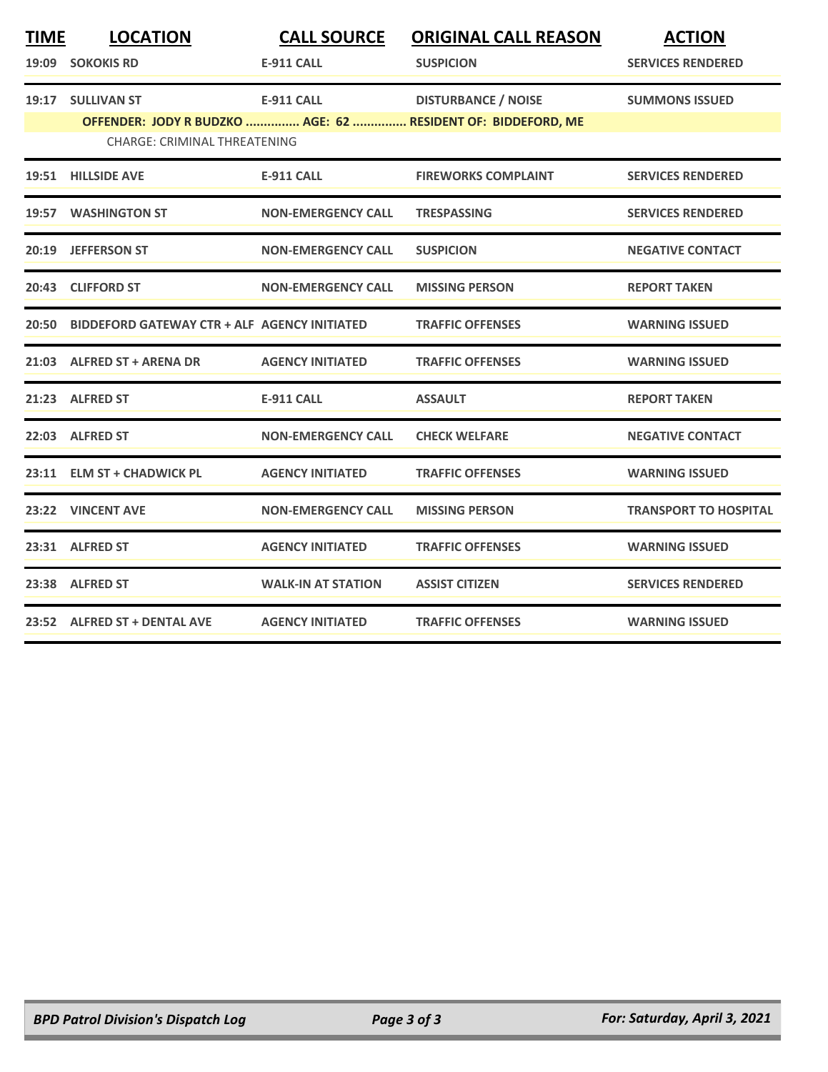| TIME | LOCATION | CALL SOURCE | ORIGINAL CALL REASON | ACTION |
|---|---|---|---|---|
| 19:09 | SOKOKIS RD | E-911 CALL | SUSPICION | SERVICES RENDERED |
| 19:17 | SULLIVAN ST | E-911 CALL | DISTURBANCE / NOISE | SUMMONS ISSUED |
| | OFFENDER: JODY R BUDZKO ............... AGE: 62 ............... RESIDENT OF: BIDDEFORD, ME | | | |
| | CHARGE: CRIMINAL THREATENING | | | |
| 19:51 | HILLSIDE AVE | E-911 CALL | FIREWORKS COMPLAINT | SERVICES RENDERED |
| 19:57 | WASHINGTON ST | NON-EMERGENCY CALL | TRESPASSING | SERVICES RENDERED |
| 20:19 | JEFFERSON ST | NON-EMERGENCY CALL | SUSPICION | NEGATIVE CONTACT |
| 20:43 | CLIFFORD ST | NON-EMERGENCY CALL | MISSING PERSON | REPORT TAKEN |
| 20:50 | BIDDEFORD GATEWAY CTR + ALF | AGENCY INITIATED | TRAFFIC OFFENSES | WARNING ISSUED |
| 21:03 | ALFRED ST + ARENA DR | AGENCY INITIATED | TRAFFIC OFFENSES | WARNING ISSUED |
| 21:23 | ALFRED ST | E-911 CALL | ASSAULT | REPORT TAKEN |
| 22:03 | ALFRED ST | NON-EMERGENCY CALL | CHECK WELFARE | NEGATIVE CONTACT |
| 23:11 | ELM ST + CHADWICK PL | AGENCY INITIATED | TRAFFIC OFFENSES | WARNING ISSUED |
| 23:22 | VINCENT AVE | NON-EMERGENCY CALL | MISSING PERSON | TRANSPORT TO HOSPITAL |
| 23:31 | ALFRED ST | AGENCY INITIATED | TRAFFIC OFFENSES | WARNING ISSUED |
| 23:38 | ALFRED ST | WALK-IN AT STATION | ASSIST CITIZEN | SERVICES RENDERED |
| 23:52 | ALFRED ST + DENTAL AVE | AGENCY INITIATED | TRAFFIC OFFENSES | WARNING ISSUED |